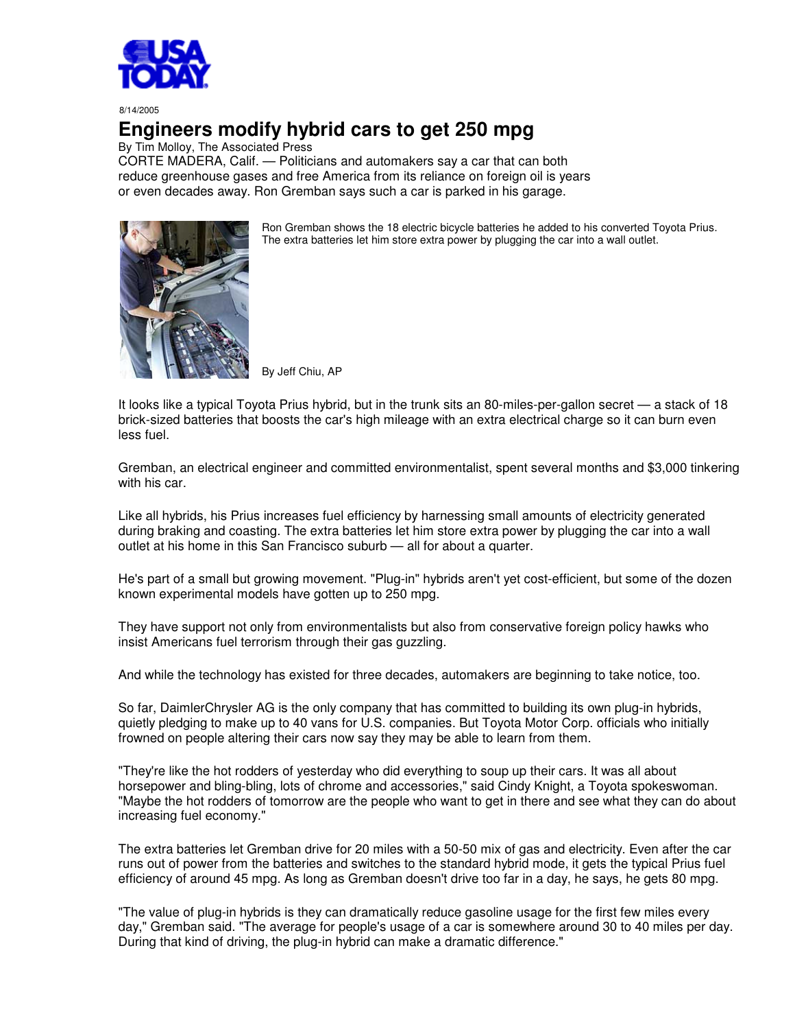USA TODAY

8/14/2005

# Engineers modify hybrid cars to get 250 mpg

By Tim Molloy, The Associated Press

CORTE MADERA, Calif. — Politicians and automakers say a car that can both reduce greenhouse gases and free America from its reliance on foreign oil is years or even decades away. Ron Gremban says such a car is parked in his garage.

Ron Gremban shows the 18 electric bicycle batteries he added to his converted Toyota Prius. The extra batteries let him store extra power by plugging the car into a wall outlet.

By Jeff Chiu, AP

It looks like a typical Toyota Prius hybrid, but in the trunk sits an 80-miles-per-gallon secret — a stack of 18 brick-sized batteries that boosts the car's high mileage with an extra electrical charge so it can burn even less fuel.

Gremban, an electrical engineer and committed environmentalist, spent several months and $3,000 tinkering with his car.

Like all hybrids, his Prius increases fuel efficiency by harnessing small amounts of electricity generated during braking and coasting. The extra batteries let him store extra power by plugging the car into a wall outlet at his home in this San Francisco suburb — all for about a quarter.

He's part of a small but growing movement. "Plug-in" hybrids aren't yet cost-efficient, but some of the dozen known experimental models have gotten up to 250 mpg.

They have support not only from environmentalists but also from conservative foreign policy hawks who insist Americans fuel terrorism through their gas guzzling.

And while the technology has existed for three decades, automakers are beginning to take notice, too.

So far, DaimlerChrysler AG is the only company that has committed to building its own plug-in hybrids, quietly pledging to make up to 40 vans for U.S. companies. But Toyota Motor Corp. officials who initially frowned on people altering their cars now say they may be able to learn from them.

"They're like the hot rodders of yesterday who did everything to soup up their cars. It was all about horsepower and bling-bling, lots of chrome and accessories," said Cindy Knight, a Toyota spokeswoman. "Maybe the hot rodders of tomorrow are the people who want to get in there and see what they can do about increasing fuel economy."

The extra batteries let Gremban drive for 20 miles with a 50-50 mix of gas and electricity. Even after the car runs out of power from the batteries and switches to the standard hybrid mode, it gets the typical Prius fuel efficiency of around 45 mpg. As long as Gremban doesn't drive too far in a day, he says, he gets 80 mpg.

"The value of plug-in hybrids is they can dramatically reduce gasoline usage for the first few miles every day," Gremban said. "The average for people's usage of a car is somewhere around 30 to 40 miles per day. During that kind of driving, the plug-in hybrid can make a dramatic difference."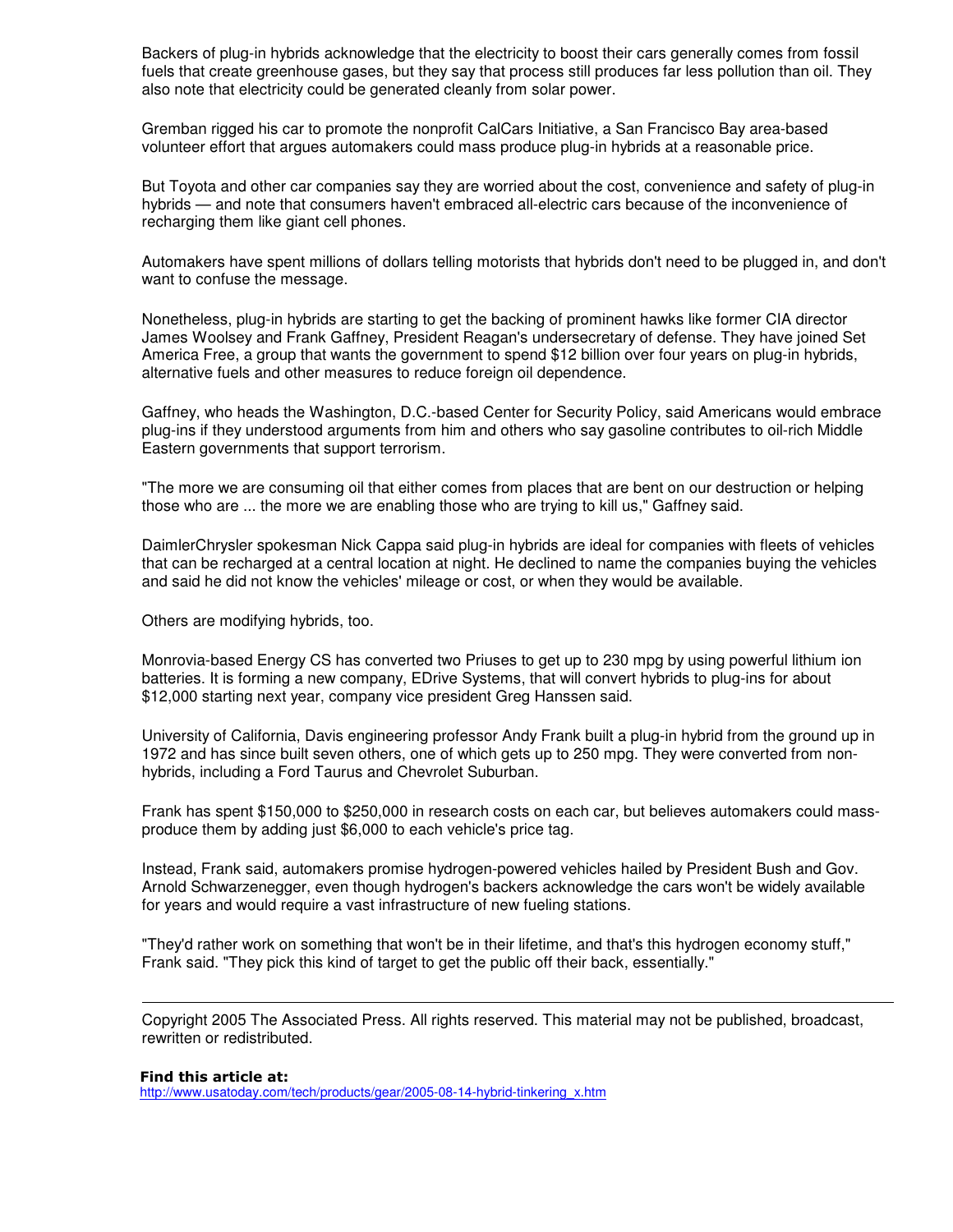Backers of plug-in hybrids acknowledge that the electricity to boost their cars generally comes from fossil fuels that create greenhouse gases, but they say that process still produces far less pollution than oil. They also note that electricity could be generated cleanly from solar power.

Gremban rigged his car to promote the nonprofit CalCars Initiative, a San Francisco Bay area-based volunteer effort that argues automakers could mass produce plug-in hybrids at a reasonable price.

But Toyota and other car companies say they are worried about the cost, convenience and safety of plug-in hybrids — and note that consumers haven't embraced all-electric cars because of the inconvenience of recharging them like giant cell phones.

Automakers have spent millions of dollars telling motorists that hybrids don't need to be plugged in, and don't want to confuse the message.

Nonetheless, plug-in hybrids are starting to get the backing of prominent hawks like former CIA director James Woolsey and Frank Gaffney, President Reagan's undersecretary of defense. They have joined Set America Free, a group that wants the government to spend $12 billion over four years on plug-in hybrids, alternative fuels and other measures to reduce foreign oil dependence.

Gaffney, who heads the Washington, D.C.-based Center for Security Policy, said Americans would embrace plug-ins if they understood arguments from him and others who say gasoline contributes to oil-rich Middle Eastern governments that support terrorism.

"The more we are consuming oil that either comes from places that are bent on our destruction or helping those who are ... the more we are enabling those who are trying to kill us," Gaffney said.

DaimlerChrysler spokesman Nick Cappa said plug-in hybrids are ideal for companies with fleets of vehicles that can be recharged at a central location at night. He declined to name the companies buying the vehicles and said he did not know the vehicles' mileage or cost, or when they would be available.

Others are modifying hybrids, too.

Monrovia-based Energy CS has converted two Priuses to get up to 230 mpg by using powerful lithium ion batteries. It is forming a new company, EDrive Systems, that will convert hybrids to plug-ins for about $12,000 starting next year, company vice president Greg Hanssen said.

University of California, Davis engineering professor Andy Frank built a plug-in hybrid from the ground up in 1972 and has since built seven others, one of which gets up to 250 mpg. They were converted from non-hybrids, including a Ford Taurus and Chevrolet Suburban.

Frank has spent $150,000 to $250,000 in research costs on each car, but believes automakers could mass-produce them by adding just $6,000 to each vehicle's price tag.

Instead, Frank said, automakers promise hydrogen-powered vehicles hailed by President Bush and Gov. Arnold Schwarzenegger, even though hydrogen's backers acknowledge the cars won't be widely available for years and would require a vast infrastructure of new fueling stations.

"They'd rather work on something that won't be in their lifetime, and that's this hydrogen economy stuff," Frank said. "They pick this kind of target to get the public off their back, essentially."

---

Copyright 2005 The Associated Press. All rights reserved. This material may not be published, broadcast, rewritten or redistributed.

**Find this article at:**
http://www.usatoday.com/tech/products/gear/2005-08-14-hybrid-tinkering_x.htm